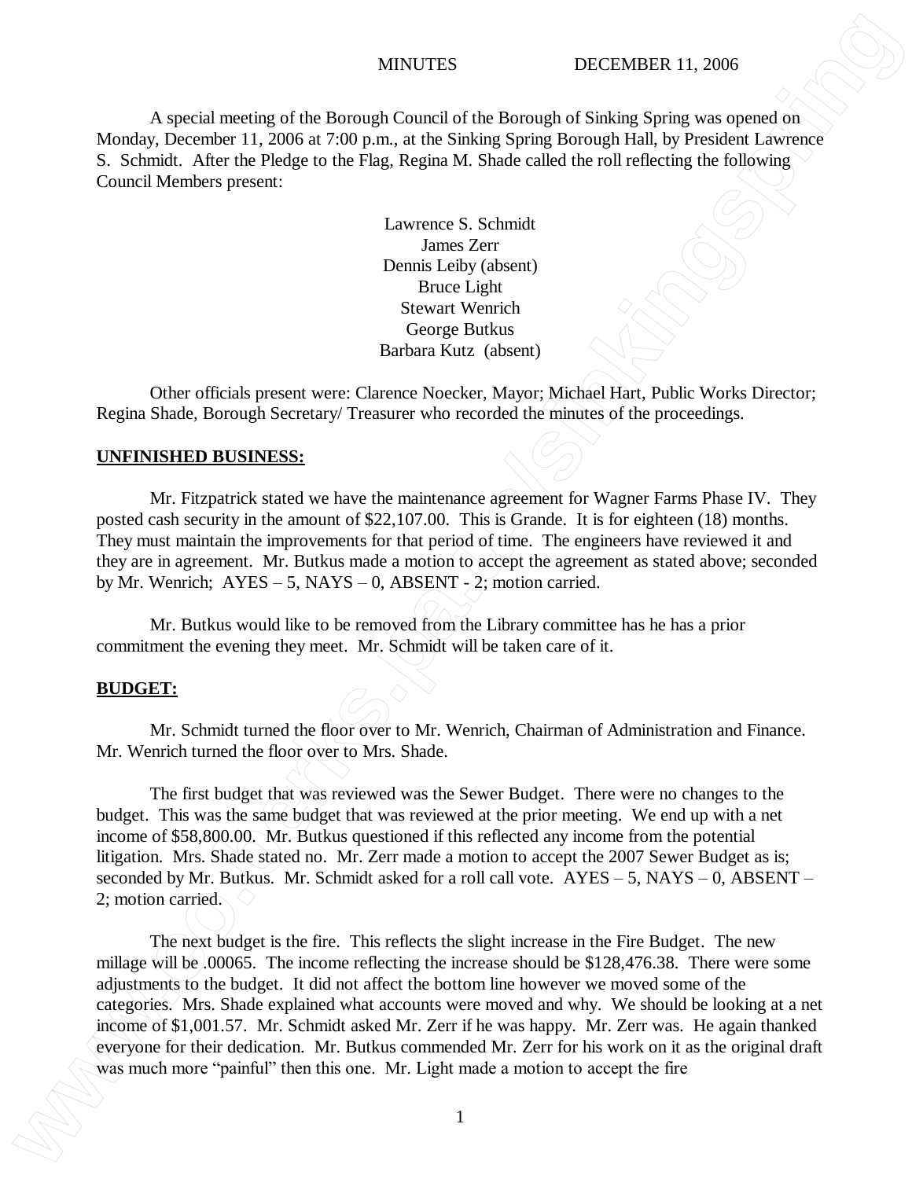MINUTES DECEMBER 11, 2006

A special meeting of the Borough Council of the Borough of Sinking Spring was opened on Monday, December 11, 2006 at 7:00 p.m., at the Sinking Spring Borough Hall, by President Lawrence S. Schmidt. After the Pledge to the Flag, Regina M. Shade called the roll reflecting the following Council Members present:

Lawrence S. Schmidt
James Zerr
Dennis Leiby (absent)
Bruce Light
Stewart Wenrich
George Butkus
Barbara Kutz (absent)

Other officials present were: Clarence Noecker, Mayor; Michael Hart, Public Works Director; Regina Shade, Borough Secretary/ Treasurer who recorded the minutes of the proceedings.

**UNFINISHED BUSINESS:**

Mr. Fitzpatrick stated we have the maintenance agreement for Wagner Farms Phase IV. They posted cash security in the amount of $22,107.00. This is Grande. It is for eighteen (18) months. They must maintain the improvements for that period of time. The engineers have reviewed it and they are in agreement. Mr. Butkus made a motion to accept the agreement as stated above; seconded by Mr. Wenrich; AYES – 5, NAYS – 0, ABSENT - 2; motion carried.

Mr. Butkus would like to be removed from the Library committee has he has a prior commitment the evening they meet. Mr. Schmidt will be taken care of it.

**BUDGET:**

Mr. Schmidt turned the floor over to Mr. Wenrich, Chairman of Administration and Finance. Mr. Wenrich turned the floor over to Mrs. Shade.

The first budget that was reviewed was the Sewer Budget. There were no changes to the budget. This was the same budget that was reviewed at the prior meeting. We end up with a net income of $58,800.00. Mr. Butkus questioned if this reflected any income from the potential litigation. Mrs. Shade stated no. Mr. Zerr made a motion to accept the 2007 Sewer Budget as is; seconded by Mr. Butkus. Mr. Schmidt asked for a roll call vote. AYES – 5, NAYS – 0, ABSENT – 2; motion carried.

The next budget is the fire. This reflects the slight increase in the Fire Budget. The new millage will be .00065. The income reflecting the increase should be $128,476.38. There were some adjustments to the budget. It did not affect the bottom line however we moved some of the categories. Mrs. Shade explained what accounts were moved and why. We should be looking at a net income of $1,001.57. Mr. Schmidt asked Mr. Zerr if he was happy. Mr. Zerr was. He again thanked everyone for their dedication. Mr. Butkus commended Mr. Zerr for his work on it as the original draft was much more "painful" then this one. Mr. Light made a motion to accept the fire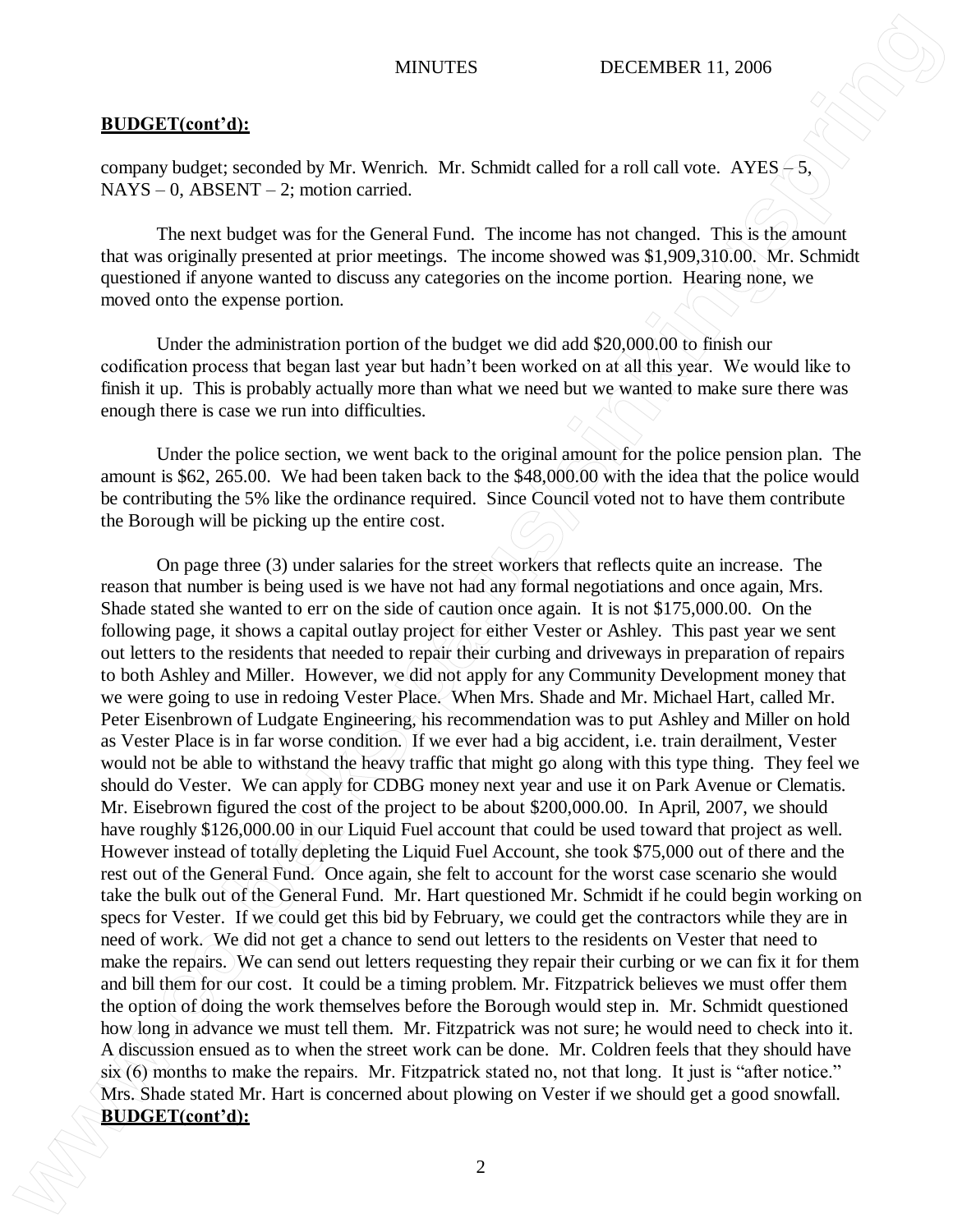**BUDGET(cont'd):**

company budget; seconded by Mr. Wenrich. Mr. Schmidt called for a roll call vote. AYES – 5, NAYS – 0, ABSENT – 2; motion carried.

The next budget was for the General Fund. The income has not changed. This is the amount that was originally presented at prior meetings. The income showed was $1,909,310.00. Mr. Schmidt questioned if anyone wanted to discuss any categories on the income portion. Hearing none, we moved onto the expense portion.

Under the administration portion of the budget we did add $20,000.00 to finish our codification process that began last year but hadn't been worked on at all this year. We would like to finish it up. This is probably actually more than what we need but we wanted to make sure there was enough there is case we run into difficulties.

Under the police section, we went back to the original amount for the police pension plan. The amount is $62, 265.00. We had been taken back to the $48,000.00 with the idea that the police would be contributing the 5% like the ordinance required. Since Council voted not to have them contribute the Borough will be picking up the entire cost.

On page three (3) under salaries for the street workers that reflects quite an increase. The reason that number is being used is we have not had any formal negotiations and once again, Mrs. Shade stated she wanted to err on the side of caution once again. It is not $175,000.00. On the following page, it shows a capital outlay project for either Vester or Ashley. This past year we sent out letters to the residents that needed to repair their curbing and driveways in preparation of repairs to both Ashley and Miller. However, we did not apply for any Community Development money that we were going to use in redoing Vester Place. When Mrs. Shade and Mr. Michael Hart, called Mr. Peter Eisenbrown of Ludgate Engineering, his recommendation was to put Ashley and Miller on hold as Vester Place is in far worse condition. If we ever had a big accident, i.e. train derailment, Vester would not be able to withstand the heavy traffic that might go along with this type thing. They feel we should do Vester. We can apply for CDBG money next year and use it on Park Avenue or Clematis. Mr. Eisebrown figured the cost of the project to be about $200,000.00. In April, 2007, we should have roughly $126,000.00 in our Liquid Fuel account that could be used toward that project as well. However instead of totally depleting the Liquid Fuel Account, she took $75,000 out of there and the rest out of the General Fund. Once again, she felt to account for the worst case scenario she would take the bulk out of the General Fund. Mr. Hart questioned Mr. Schmidt if he could begin working on specs for Vester. If we could get this bid by February, we could get the contractors while they are in need of work. We did not get a chance to send out letters to the residents on Vester that need to make the repairs. We can send out letters requesting they repair their curbing or we can fix it for them and bill them for our cost. It could be a timing problem. Mr. Fitzpatrick believes we must offer them the option of doing the work themselves before the Borough would step in. Mr. Schmidt questioned how long in advance we must tell them. Mr. Fitzpatrick was not sure; he would need to check into it. A discussion ensued as to when the street work can be done. Mr. Coldren feels that they should have six (6) months to make the repairs. Mr. Fitzpatrick stated no, not that long. It just is "after notice." Mrs. Shade stated Mr. Hart is concerned about plowing on Vester if we should get a good snowfall.

**BUDGET(cont'd):**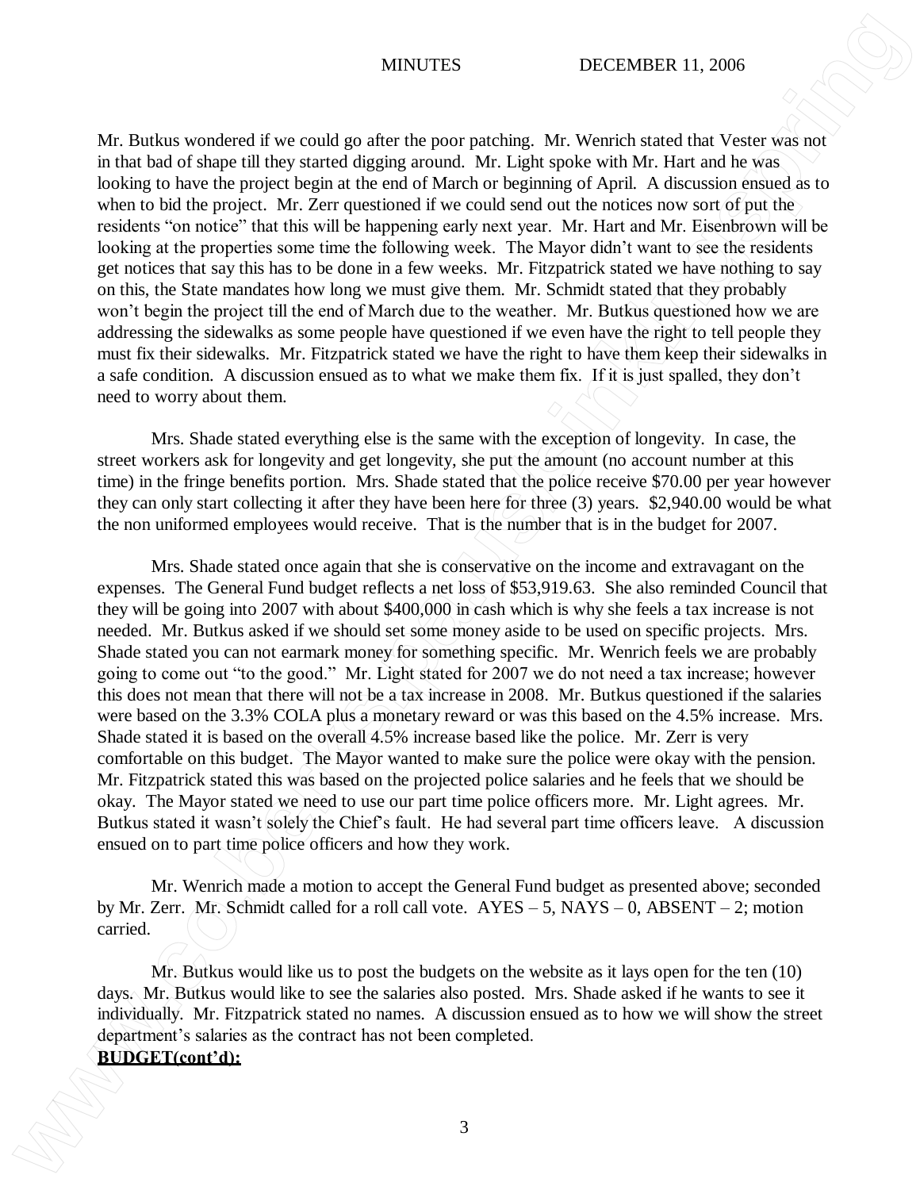Mr. Butkus wondered if we could go after the poor patching. Mr. Wenrich stated that Vester was not in that bad of shape till they started digging around. Mr. Light spoke with Mr. Hart and he was looking to have the project begin at the end of March or beginning of April. A discussion ensued as to when to bid the project. Mr. Zerr questioned if we could send out the notices now sort of put the residents "on notice" that this will be happening early next year. Mr. Hart and Mr. Eisenbrown will be looking at the properties some time the following week. The Mayor didn't want to see the residents get notices that say this has to be done in a few weeks. Mr. Fitzpatrick stated we have nothing to say on this, the State mandates how long we must give them. Mr. Schmidt stated that they probably won't begin the project till the end of March due to the weather. Mr. Butkus questioned how we are addressing the sidewalks as some people have questioned if we even have the right to tell people they must fix their sidewalks. Mr. Fitzpatrick stated we have the right to have them keep their sidewalks in a safe condition. A discussion ensued as to what we make them fix. If it is just spalled, they don't need to worry about them.

Mrs. Shade stated everything else is the same with the exception of longevity. In case, the street workers ask for longevity and get longevity, she put the amount (no account number at this time) in the fringe benefits portion. Mrs. Shade stated that the police receive $70.00 per year however they can only start collecting it after they have been here for three (3) years. $2,940.00 would be what the non uniformed employees would receive. That is the number that is in the budget for 2007.

Mrs. Shade stated once again that she is conservative on the income and extravagant on the expenses. The General Fund budget reflects a net loss of $53,919.63. She also reminded Council that they will be going into 2007 with about $400,000 in cash which is why she feels a tax increase is not needed. Mr. Butkus asked if we should set some money aside to be used on specific projects. Mrs. Shade stated you can not earmark money for something specific. Mr. Wenrich feels we are probably going to come out "to the good." Mr. Light stated for 2007 we do not need a tax increase; however this does not mean that there will not be a tax increase in 2008. Mr. Butkus questioned if the salaries were based on the 3.3% COLA plus a monetary reward or was this based on the 4.5% increase. Mrs. Shade stated it is based on the overall 4.5% increase based like the police. Mr. Zerr is very comfortable on this budget. The Mayor wanted to make sure the police were okay with the pension. Mr. Fitzpatrick stated this was based on the projected police salaries and he feels that we should be okay. The Mayor stated we need to use our part time police officers more. Mr. Light agrees. Mr. Butkus stated it wasn't solely the Chief's fault. He had several part time officers leave. A discussion ensued on to part time police officers and how they work.

Mr. Wenrich made a motion to accept the General Fund budget as presented above; seconded by Mr. Zerr. Mr. Schmidt called for a roll call vote. AYES – 5, NAYS – 0, ABSENT – 2; motion carried.

Mr. Butkus would like us to post the budgets on the website as it lays open for the ten (10) days. Mr. Butkus would like to see the salaries also posted. Mrs. Shade asked if he wants to see it individually. Mr. Fitzpatrick stated no names. A discussion ensued as to how we will show the street department's salaries as the contract has not been completed.

**BUDGET(cont'd):**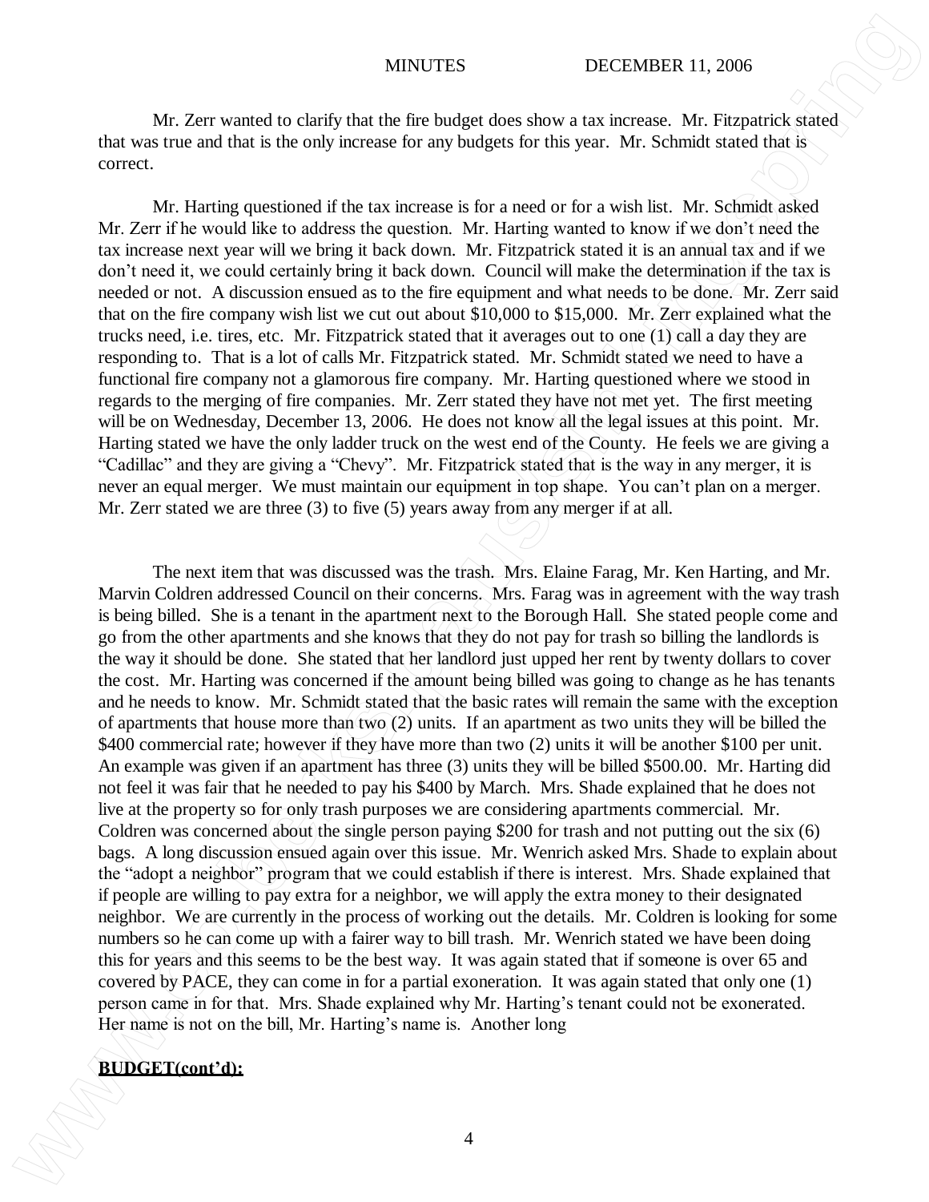Mr. Zerr wanted to clarify that the fire budget does show a tax increase. Mr. Fitzpatrick stated that was true and that is the only increase for any budgets for this year. Mr. Schmidt stated that is correct.

Mr. Harting questioned if the tax increase is for a need or for a wish list. Mr. Schmidt asked Mr. Zerr if he would like to address the question. Mr. Harting wanted to know if we don't need the tax increase next year will we bring it back down. Mr. Fitzpatrick stated it is an annual tax and if we don't need it, we could certainly bring it back down. Council will make the determination if the tax is needed or not. A discussion ensued as to the fire equipment and what needs to be done. Mr. Zerr said that on the fire company wish list we cut out about $10,000 to $15,000. Mr. Zerr explained what the trucks need, i.e. tires, etc. Mr. Fitzpatrick stated that it averages out to one (1) call a day they are responding to. That is a lot of calls Mr. Fitzpatrick stated. Mr. Schmidt stated we need to have a functional fire company not a glamorous fire company. Mr. Harting questioned where we stood in regards to the merging of fire companies. Mr. Zerr stated they have not met yet. The first meeting will be on Wednesday, December 13, 2006. He does not know all the legal issues at this point. Mr. Harting stated we have the only ladder truck on the west end of the County. He feels we are giving a "Cadillac" and they are giving a "Chevy". Mr. Fitzpatrick stated that is the way in any merger, it is never an equal merger. We must maintain our equipment in top shape. You can't plan on a merger. Mr. Zerr stated we are three (3) to five (5) years away from any merger if at all.

The next item that was discussed was the trash. Mrs. Elaine Farag, Mr. Ken Harting, and Mr. Marvin Coldren addressed Council on their concerns. Mrs. Farag was in agreement with the way trash is being billed. She is a tenant in the apartment next to the Borough Hall. She stated people come and go from the other apartments and she knows that they do not pay for trash so billing the landlords is the way it should be done. She stated that her landlord just upped her rent by twenty dollars to cover the cost. Mr. Harting was concerned if the amount being billed was going to change as he has tenants and he needs to know. Mr. Schmidt stated that the basic rates will remain the same with the exception of apartments that house more than two (2) units. If an apartment as two units they will be billed the $400 commercial rate; however if they have more than two (2) units it will be another $100 per unit. An example was given if an apartment has three (3) units they will be billed $500.00. Mr. Harting did not feel it was fair that he needed to pay his $400 by March. Mrs. Shade explained that he does not live at the property so for only trash purposes we are considering apartments commercial. Mr. Coldren was concerned about the single person paying $200 for trash and not putting out the six (6) bags. A long discussion ensued again over this issue. Mr. Wenrich asked Mrs. Shade to explain about the "adopt a neighbor" program that we could establish if there is interest. Mrs. Shade explained that if people are willing to pay extra for a neighbor, we will apply the extra money to their designated neighbor. We are currently in the process of working out the details. Mr. Coldren is looking for some numbers so he can come up with a fairer way to bill trash. Mr. Wenrich stated we have been doing this for years and this seems to be the best way. It was again stated that if someone is over 65 and covered by PACE, they can come in for a partial exoneration. It was again stated that only one (1) person came in for that. Mrs. Shade explained why Mr. Harting's tenant could not be exonerated. Her name is not on the bill, Mr. Harting's name is. Another long

**BUDGET(cont'd):**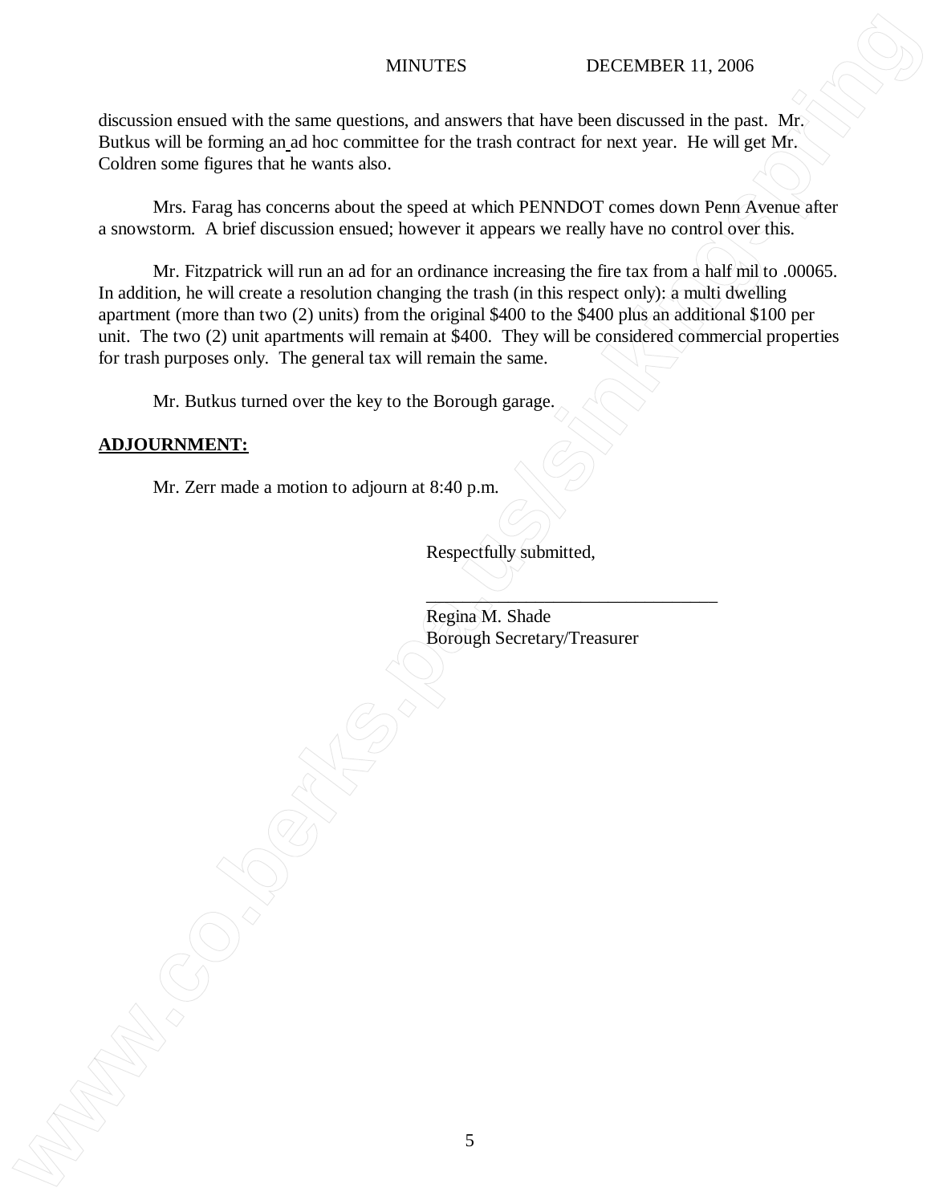discussion ensued with the same questions, and answers that have been discussed in the past. Mr. Butkus will be forming an ad hoc committee for the trash contract for next year. He will get Mr. Coldren some figures that he wants also.

Mrs. Farag has concerns about the speed at which PENNDOT comes down Penn Avenue after a snowstorm. A brief discussion ensued; however it appears we really have no control over this.

Mr. Fitzpatrick will run an ad for an ordinance increasing the fire tax from a half mil to .00065. In addition, he will create a resolution changing the trash (in this respect only): a multi dwelling apartment (more than two (2) units) from the original $400 to the $400 plus an additional $100 per unit. The two (2) unit apartments will remain at $400. They will be considered commercial properties for trash purposes only. The general tax will remain the same.

Mr. Butkus turned over the key to the Borough garage.

**ADJOURNMENT:**

Mr. Zerr made a motion to adjourn at 8:40 p.m.

Respectfully submitted,

________________________________

Regina M. Shade
Borough Secretary/Treasurer